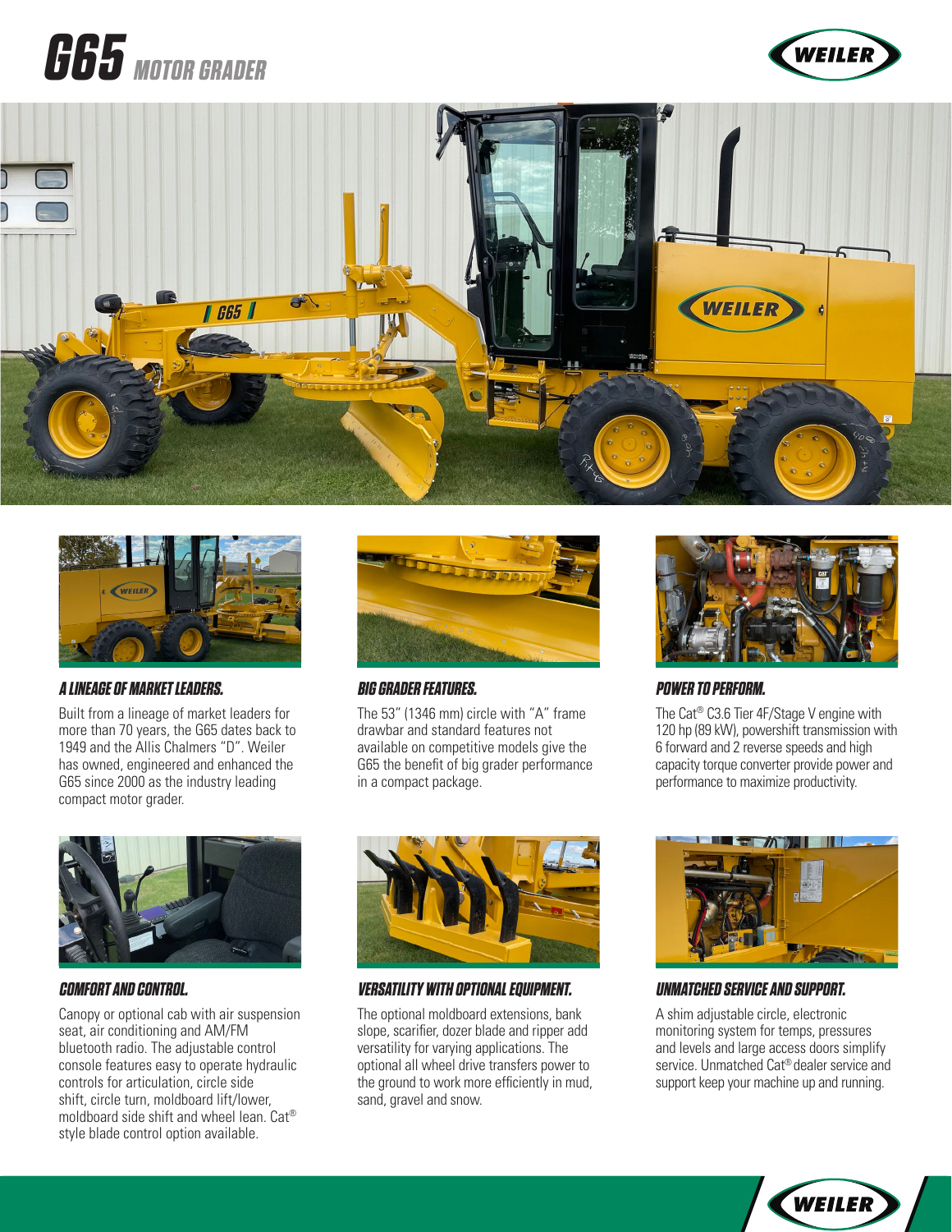# G65 MOTOR GRADER

### A LINEAGE OF MARKET LEADERS.

Built from a lineage of market leaders for more than 70 years, the G65 dates back to 1949 and the Allis Chalmers "D". Weiler has owned, engineered and enhanced the G65 since 2000 as the industry leading compact motor grader.

### BIG GRADER FEATURES.

The 53" (1346 mm) circle with "A" frame drawbar and standard features not available on competitive models give the G65 the benefit of big grader performance in a compact package.

### POWER TO PERFORM.

The Cat® C3.6 Tier 4F/Stage V engine with 120 hp (89 kW), powershift transmission with 6 forward and 2 reverse speeds and high capacity torque converter provide power and performance to maximize productivity.

### COMFORT AND CONTROL.

Canopy or optional cab with air suspension seat, air conditioning and AM/FM bluetooth radio. The adjustable control console features easy to operate hydraulic controls for articulation, circle side shift, circle turn, moldboard lift/lower, moldboard side shift and wheel lean. Cat® style blade control option available.

### VERSATILITY WITH OPTIONAL EQUIPMENT.

The optional moldboard extensions, bank slope, scarifier, dozer blade and ripper add versatility for varying applications. The optional all wheel drive transfers power to the ground to work more efficiently in mud, sand, gravel and snow.

### UNMATCHED SERVICE AND SUPPORT.

A shim adjustable circle, electronic monitoring system for temps, pressures and levels and large access doors simplify service. Unmatched Cat® dealer service and support keep your machine up and running.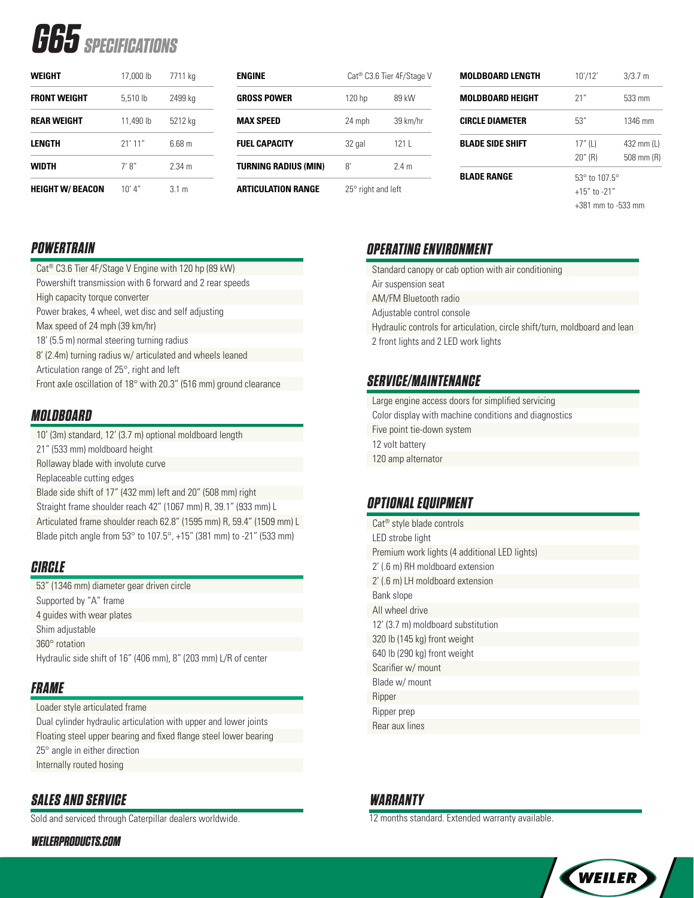# G65 SPECIFICATIONS

| | | |
|---|---|---|
| **WEIGHT** | 17,000 lb | 7711 kg |
| **FRONT WEIGHT** | 5,510 lb | 2499 kg |
| **REAR WEIGHT** | 11,490 lb | 5212 kg |
| **LENGTH** | 21' 11" | 6.68 m |
| **WIDTH** | 7' 8" | 2.34 m |
| **HEIGHT W/ BEACON** | 10' 4" | 3.1 m |

| | | |
|---|---|---|
| **ENGINE** | Cat® C3.6 Tier 4F/Stage V | |
| **GROSS POWER** | 120 hp | 89 kW |
| **MAX SPEED** | 24 mph | 39 km/hr |
| **FUEL CAPACITY** | 32 gal | 121 L |
| **TURNING RADIUS (MIN)** | 8' | 2.4 m |
| **ARTICULATION RANGE** | 25° right and left | |

| | | |
|---|---|---|
| **MOLDBOARD LENGTH** | 10'/12' | 3/3.7 m |
| **MOLDBOARD HEIGHT** | 21" | 533 mm |
| **CIRCLE DIAMETER** | 53" | 1346 mm |
| **BLADE SIDE SHIFT** | 17" (L) 20" (R) | 432 mm (L) 508 mm (R) |
| **BLADE RANGE** | 53° to 107.5° +15" to -21" +381 mm to -533 mm | |

## POWERTRAIN

- Cat® C3.6 Tier 4F/Stage V Engine with 120 hp (89 kW)
- Powershift transmission with 6 forward and 2 rear speeds
- High capacity torque converter
- Power brakes, 4 wheel, wet disc and self adjusting
- Max speed of 24 mph (39 km/hr)
- 18' (5.5 m) normal steering turning radius
- 8' (2.4m) turning radius w/ articulated and wheels leaned
- Articulation range of 25°, right and left
- Front axle oscillation of 18° with 20.3" (516 mm) ground clearance

## MOLDBOARD

- 10' (3m) standard, 12' (3.7 m) optional moldboard length
- 21" (533 mm) moldboard height
- Rollaway blade with involute curve
- Replaceable cutting edges
- Blade side shift of 17" (432 mm) left and 20" (508 mm) right
- Straight frame shoulder reach 42" (1067 mm) R, 39.1" (933 mm) L
- Articulated frame shoulder reach 62.8" (1595 mm) R, 59.4" (1509 mm) L
- Blade pitch angle from 53° to 107.5°, +15" (381 mm) to -21" (533 mm)

## CIRCLE

- 53" (1346 mm) diameter gear driven circle
- Supported by "A" frame
- 4 guides with wear plates
- Shim adjustable
- 360° rotation
- Hydraulic side shift of 16" (406 mm), 8" (203 mm) L/R of center

## FRAME

- Loader style articulated frame
- Dual cylinder hydraulic articulation with upper and lower joints
- Floating steel upper bearing and fixed flange steel lower bearing
- 25° angle in either direction
- Internally routed hosing

## SALES AND SERVICE

Sold and serviced through Caterpillar dealers worldwide.

## OPERATING ENVIRONMENT

- Standard canopy or cab option with air conditioning
- Air suspension seat
- AM/FM Bluetooth radio
- Adjustable control console
- Hydraulic controls for articulation, circle shift/turn, moldboard and lean
- 2 front lights and 2 LED work lights

## SERVICE/MAINTENANCE

- Large engine access doors for simplified servicing
- Color display with machine conditions and diagnostics
- Five point tie-down system
- 12 volt battery
- 120 amp alternator

## OPTIONAL EQUIPMENT

- Cat® style blade controls
- LED strobe light
- Premium work lights (4 additional LED lights)
- 2' (.6 m) RH moldboard extension
- 2' (.6 m) LH moldboard extension
- Bank slope
- All wheel drive
- 12' (3.7 m) moldboard substitution
- 320 lb (145 kg) front weight
- 640 lb (290 kg) front weight
- Scarifier w/ mount
- Blade w/ mount
- Ripper
- Ripper prep
- Rear aux lines

## WARRANTY

12 months standard. Extended warranty available.

WEILERPRODUCTS.COM

WEILER